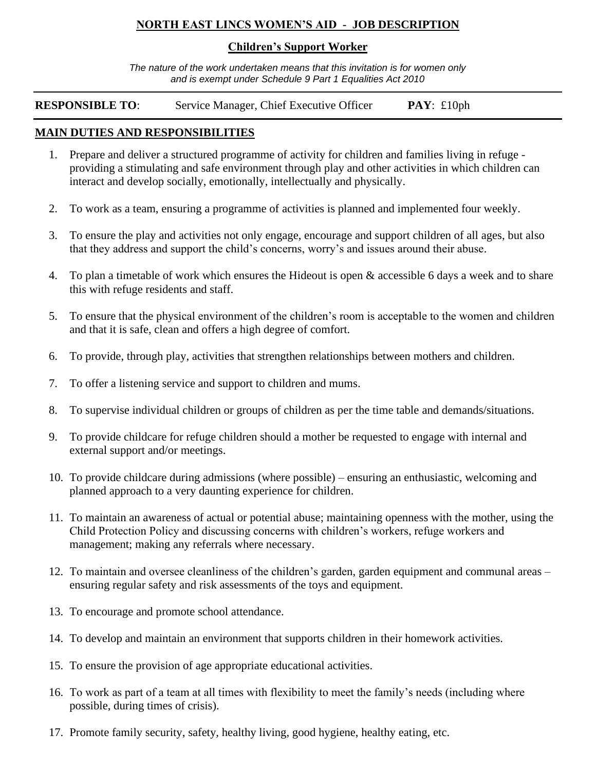# NORTH EAST LINCS WOMEN'S AID - JOB DESCRIPTION

## Children's Support Worker

*The nature of the work undertaken means that this invitation is for women only and is exempt under Schedule 9 Part 1 Equalities Act 2010*

**RESPONSIBLE TO**: Service Manager, Chief Executive Officer **PAY**: £10ph

## MAIN DUTIES AND RESPONSIBILITIES

1. Prepare and deliver a structured programme of activity for children and families living in refuge - providing a stimulating and safe environment through play and other activities in which children can interact and develop socially, emotionally, intellectually and physically.
2. To work as a team, ensuring a programme of activities is planned and implemented four weekly.
3. To ensure the play and activities not only engage, encourage and support children of all ages, but also that they address and support the child's concerns, worry's and issues around their abuse.
4. To plan a timetable of work which ensures the Hideout is open & accessible 6 days a week and to share this with refuge residents and staff.
5. To ensure that the physical environment of the children's room is acceptable to the women and children and that it is safe, clean and offers a high degree of comfort.
6. To provide, through play, activities that strengthen relationships between mothers and children.
7. To offer a listening service and support to children and mums.
8. To supervise individual children or groups of children as per the time table and demands/situations.
9. To provide childcare for refuge children should a mother be requested to engage with internal and external support and/or meetings.
10. To provide childcare during admissions (where possible) – ensuring an enthusiastic, welcoming and planned approach to a very daunting experience for children.
11. To maintain an awareness of actual or potential abuse; maintaining openness with the mother, using the Child Protection Policy and discussing concerns with children's workers, refuge workers and management; making any referrals where necessary.
12. To maintain and oversee cleanliness of the children's garden, garden equipment and communal areas – ensuring regular safety and risk assessments of the toys and equipment.
13. To encourage and promote school attendance.
14. To develop and maintain an environment that supports children in their homework activities.
15. To ensure the provision of age appropriate educational activities.
16. To work as part of a team at all times with flexibility to meet the family's needs (including where possible, during times of crisis).
17. Promote family security, safety, healthy living, good hygiene, healthy eating, etc.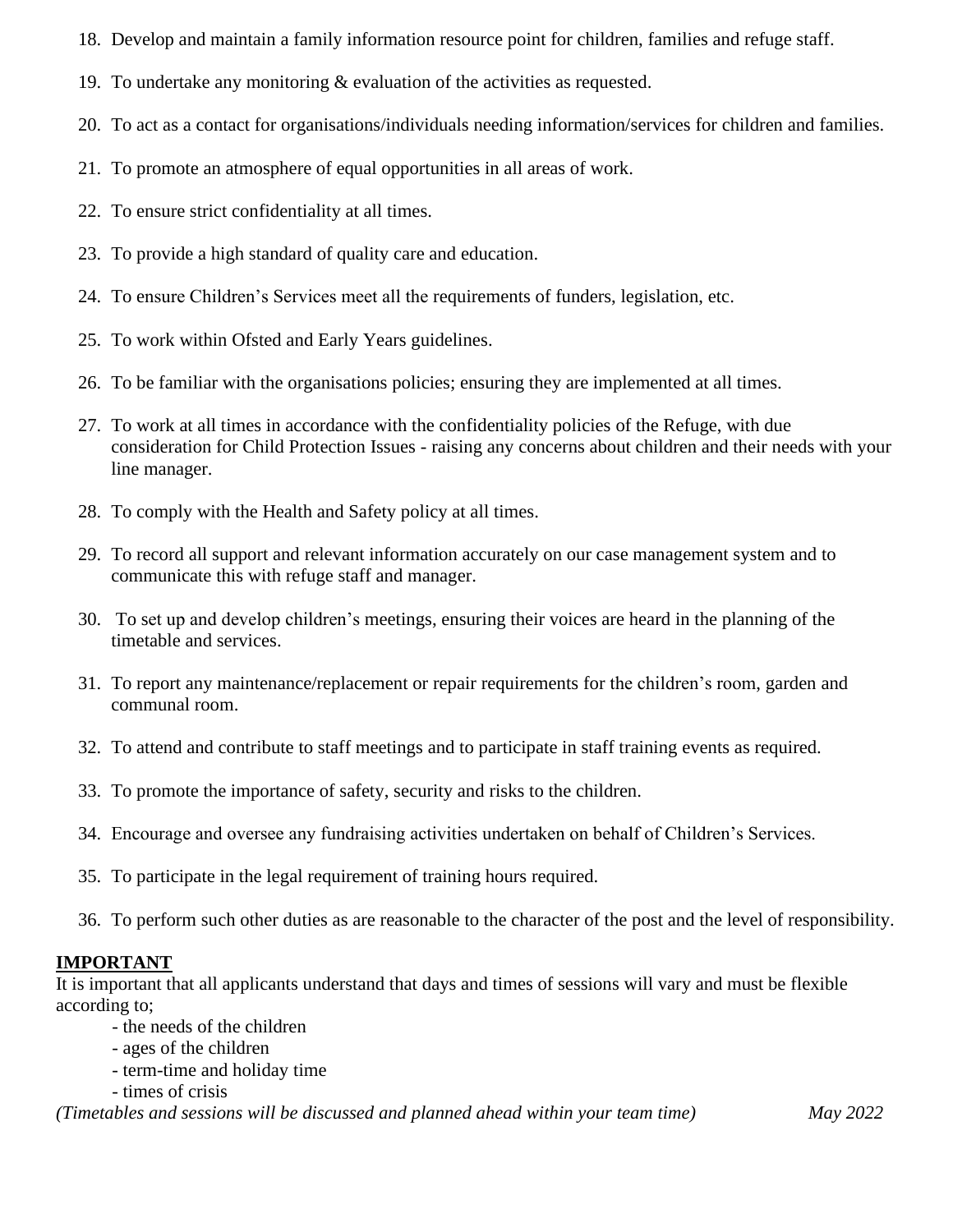18. Develop and maintain a family information resource point for children, families and refuge staff.

19. To undertake any monitoring & evaluation of the activities as requested.

20. To act as a contact for organisations/individuals needing information/services for children and families.

21. To promote an atmosphere of equal opportunities in all areas of work.

22. To ensure strict confidentiality at all times.

23. To provide a high standard of quality care and education.

24. To ensure Children's Services meet all the requirements of funders, legislation, etc.

25. To work within Ofsted and Early Years guidelines.

26. To be familiar with the organisations policies; ensuring they are implemented at all times.

27. To work at all times in accordance with the confidentiality policies of the Refuge, with due consideration for Child Protection Issues - raising any concerns about children and their needs with your line manager.

28. To comply with the Health and Safety policy at all times.

29. To record all support and relevant information accurately on our case management system and to communicate this with refuge staff and manager.

30. To set up and develop children's meetings, ensuring their voices are heard in the planning of the timetable and services.

31. To report any maintenance/replacement or repair requirements for the children's room, garden and communal room.

32. To attend and contribute to staff meetings and to participate in staff training events as required.

33. To promote the importance of safety, security and risks to the children.

34. Encourage and oversee any fundraising activities undertaken on behalf of Children's Services.

35. To participate in the legal requirement of training hours required.

36. To perform such other duties as are reasonable to the character of the post and the level of responsibility.

**IMPORTANT**

It is important that all applicants understand that days and times of sessions will vary and must be flexible according to;

- the needs of the children
- ages of the children
- term-time and holiday time
- times of crisis

*(Timetables and sessions will be discussed and planned ahead within your team time)* *May 2022*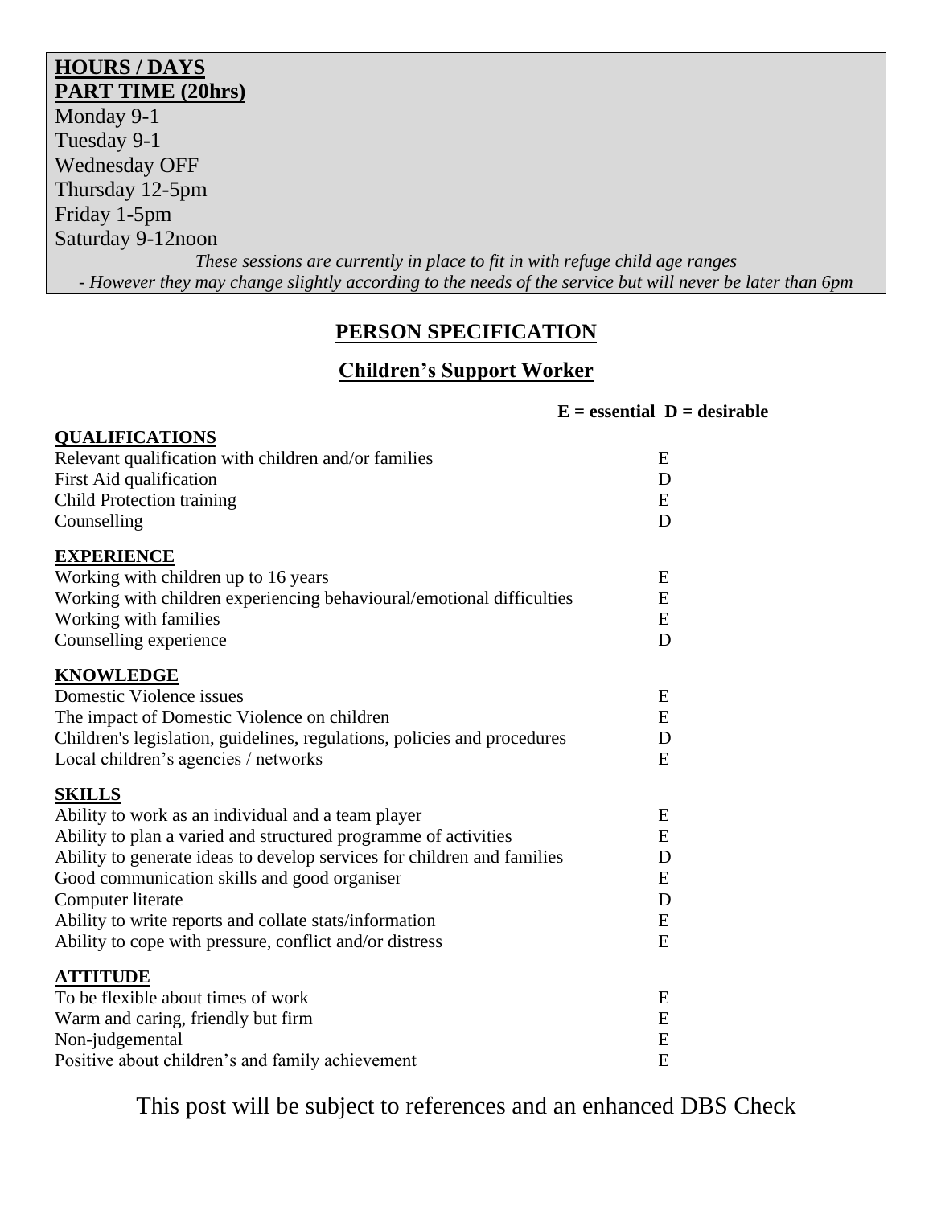**HOURS / DAYS**
**PART TIME (20hrs)**

Monday 9-1
Tuesday 9-1
Wednesday OFF
Thursday 12-5pm
Friday 1-5pm
Saturday 9-12noon

*These sessions are currently in place to fit in with refuge child age ranges*
*- However they may change slightly according to the needs of the service but will never be later than 6pm*

## PERSON SPECIFICATION

### Children's Support Worker

| | E = essential D = desirable |
|---|---|
| **QUALIFICATIONS** | |
| Relevant qualification with children and/or families | E |
| First Aid qualification | D |
| Child Protection training | E |
| Counselling | D |
| **EXPERIENCE** | |
| Working with children up to 16 years | E |
| Working with children experiencing behavioural/emotional difficulties | E |
| Working with families | E |
| Counselling experience | D |
| **KNOWLEDGE** | |
| Domestic Violence issues | E |
| The impact of Domestic Violence on children | E |
| Children's legislation, guidelines, regulations, policies and procedures | D |
| Local children's agencies / networks | E |
| **SKILLS** | |
| Ability to work as an individual and a team player | E |
| Ability to plan a varied and structured programme of activities | E |
| Ability to generate ideas to develop services for children and families | D |
| Good communication skills and good organiser | E |
| Computer literate | D |
| Ability to write reports and collate stats/information | E |
| Ability to cope with pressure, conflict and/or distress | E |
| **ATTITUDE** | |
| To be flexible about times of work | E |
| Warm and caring, friendly but firm | E |
| Non-judgemental | E |
| Positive about children's and family achievement | E |

This post will be subject to references and an enhanced DBS Check